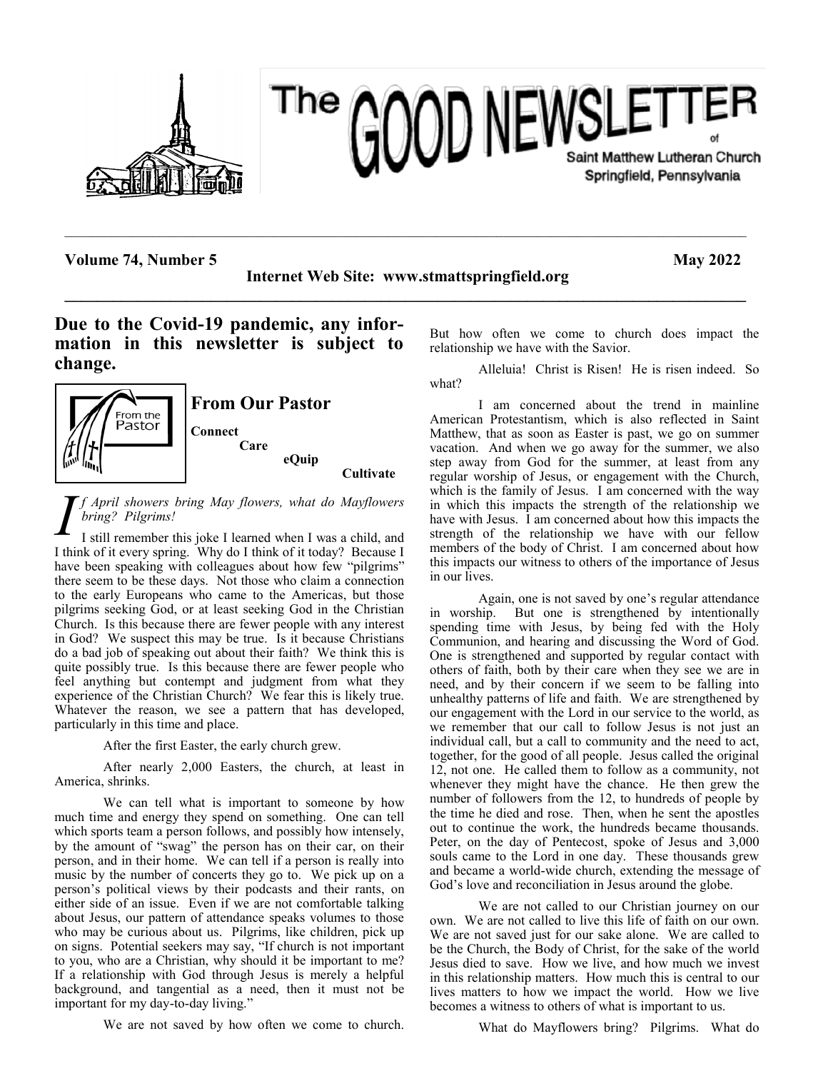# The GOOD NEWSLETTER

of Saint Matthew Lutheran Church
Springfield, Pennsylvania

**Volume 74, Number 5** **May 2022**

**Internet Web Site: www.stmattspringfield.org**

## Due to the Covid-19 pandemic, any information in this newsletter is subject to change.

## From Our Pastor

**Connect**
**Care**
**eQuip**
**Cultivate**

*If April showers bring May flowers, what do Mayflowers bring? Pilgrims!*

I still remember this joke I learned when I was a child, and I think of it every spring. Why do I think of it today? Because I have been speaking with colleagues about how few "pilgrims" there seem to be these days. Not those who claim a connection to the early Europeans who came to the Americas, but those pilgrims seeking God, or at least seeking God in the Christian Church. Is this because there are fewer people with any interest in God? We suspect this may be true. Is it because Christians do a bad job of speaking out about their faith? We think this is quite possibly true. Is this because there are fewer people who feel anything but contempt and judgment from what they experience of the Christian Church? We fear this is likely true. Whatever the reason, we see a pattern that has developed, particularly in this time and place.

After the first Easter, the early church grew.

After nearly 2,000 Easters, the church, at least in America, shrinks.

We can tell what is important to someone by how much time and energy they spend on something. One can tell which sports team a person follows, and possibly how intensely, by the amount of "swag" the person has on their car, on their person, and in their home. We can tell if a person is really into music by the number of concerts they go to. We pick up on a person's political views by their podcasts and their rants, on either side of an issue. Even if we are not comfortable talking about Jesus, our pattern of attendance speaks volumes to those who may be curious about us. Pilgrims, like children, pick up on signs. Potential seekers may say, "If church is not important to you, who are a Christian, why should it be important to me? If a relationship with God through Jesus is merely a helpful background, and tangential as a need, then it must not be important for my day-to-day living."

We are not saved by how often we come to church. But how often we come to church does impact the relationship we have with the Savior.

Alleluia! Christ is Risen! He is risen indeed. So what?

I am concerned about the trend in mainline American Protestantism, which is also reflected in Saint Matthew, that as soon as Easter is past, we go on summer vacation. And when we go away for the summer, we also step away from God for the summer, at least from any regular worship of Jesus, or engagement with the Church, which is the family of Jesus. I am concerned with the way in which this impacts the strength of the relationship we have with Jesus. I am concerned about how this impacts the strength of the relationship we have with our fellow members of the body of Christ. I am concerned about how this impacts our witness to others of the importance of Jesus in our lives.

Again, one is not saved by one's regular attendance in worship. But one is strengthened by intentionally spending time with Jesus, by being fed with the Holy Communion, and hearing and discussing the Word of God. One is strengthened and supported by regular contact with others of faith, both by their care when they see we are in need, and by their concern if we seem to be falling into unhealthy patterns of life and faith. We are strengthened by our engagement with the Lord in our service to the world, as we remember that our call to follow Jesus is not just an individual call, but a call to community and the need to act, together, for the good of all people. Jesus called the original 12, not one. He called them to follow as a community, not whenever they might have the chance. He then grew the number of followers from the 12, to hundreds of people by the time he died and rose. Then, when he sent the apostles out to continue the work, the hundreds became thousands. Peter, on the day of Pentecost, spoke of Jesus and 3,000 souls came to the Lord in one day. These thousands grew and became a world-wide church, extending the message of God's love and reconciliation in Jesus around the globe.

We are not called to our Christian journey on our own. We are not called to live this life of faith on our own. We are not saved just for our sake alone. We are called to be the Church, the Body of Christ, for the sake of the world Jesus died to save. How we live, and how much we invest in this relationship matters. How much this is central to our lives matters to how we impact the world. How we live becomes a witness to others of what is important to us.

What do Mayflowers bring? Pilgrims. What do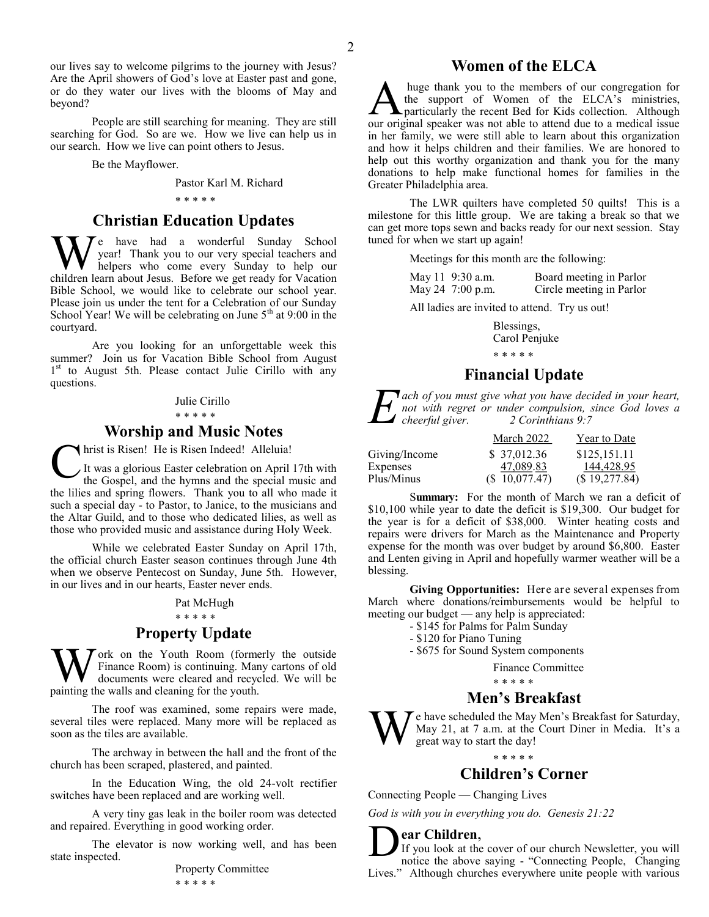our lives say to welcome pilgrims to the journey with Jesus? Are the April showers of God's love at Easter past and gone, or do they water our lives with the blooms of May and beyond?

People are still searching for meaning. They are still searching for God. So are we. How we live can help us in our search. How we live can point others to Jesus.

Be the Mayflower.

Pastor Karl M. Richard

\* \* \* \* \*

## Christian Education Updates

We have had a wonderful Sunday School year! Thank you to our very special teachers and helpers who come every Sunday to help our children learn about Jesus. Before we get ready for Vacation Bible School, we would like to celebrate our school year. Please join us under the tent for a Celebration of our Sunday School Year! We will be celebrating on June 5th at 9:00 in the courtyard.

Are you looking for an unforgettable week this summer? Join us for Vacation Bible School from August 1st to August 5th. Please contact Julie Cirillo with any questions.

Julie Cirillo

\* \* \* \* \*

## Worship and Music Notes

Christ is Risen! He is Risen Indeed! Alleluia!

It was a glorious Easter celebration on April 17th with the Gospel, and the hymns and the special music and the lilies and spring flowers. Thank you to all who made it such a special day - to Pastor, to Janice, to the musicians and the Altar Guild, and to those who dedicated lilies, as well as those who provided music and assistance during Holy Week.

While we celebrated Easter Sunday on April 17th, the official church Easter season continues through June 4th when we observe Pentecost on Sunday, June 5th. However, in our lives and in our hearts, Easter never ends.

Pat McHugh

\* \* \* \* \*

## Property Update

Work on the Youth Room (formerly the outside Finance Room) is continuing. Many cartons of old documents were cleared and recycled. We will be painting the walls and cleaning for the youth.

The roof was examined, some repairs were made, several tiles were replaced. Many more will be replaced as soon as the tiles are available.

The archway in between the hall and the front of the church has been scraped, plastered, and painted.

In the Education Wing, the old 24-volt rectifier switches have been replaced and are working well.

A very tiny gas leak in the boiler room was detected and repaired. Everything in good working order.

The elevator is now working well, and has been state inspected.

Property Committee

\* \* \* \* \*

## Women of the ELCA

A huge thank you to the members of our congregation for the support of Women of the ELCA's ministries, particularly the recent Bed for Kids collection. Although our original speaker was not able to attend due to a medical issue in her family, we were still able to learn about this organization and how it helps children and their families. We are honored to help out this worthy organization and thank you for the many donations to help make functional homes for families in the Greater Philadelphia area.

The LWR quilters have completed 50 quilts! This is a milestone for this little group. We are taking a break so that we can get more tops sewn and backs ready for our next session. Stay tuned for when we start up again!

Meetings for this month are the following:

| | |
|---|---|
| May 11 9:30 a.m. | Board meeting in Parlor |
| May 24 7:00 p.m. | Circle meeting in Parlor |

All ladies are invited to attend. Try us out!

Blessings,
Carol Penjuke

\* \* \* \* \*

## Financial Update

*Each of you must give what you have decided in your heart, not with regret or under compulsion, since God loves a cheerful giver. 2 Corinthians 9:7*

| | March 2022 | Year to Date |
|---|---|---|
| Giving/Income | $ 37,012.36 | $125,151.11 |
| Expenses | 47,089.83 | 144,428.95 |
| Plus/Minus | ($ 10,077.47) | ($ 19,277.84) |

**Summary:** For the month of March we ran a deficit of $10,100 while year to date the deficit is $19,300. Our budget for the year is for a deficit of $38,000. Winter heating costs and repairs were drivers for March as the Maintenance and Property expense for the month was over budget by around $6,800. Easter and Lenten giving in April and hopefully warmer weather will be a blessing.

**Giving Opportunities:** Here are several expenses from March where donations/reimbursements would be helpful to meeting our budget — any help is appreciated:

- $145 for Palms for Palm Sunday
- $120 for Piano Tuning
- $675 for Sound System components

Finance Committee

\* \* \* \* \*

## Men's Breakfast

We have scheduled the May Men's Breakfast for Saturday, May 21, at 7 a.m. at the Court Diner in Media. It's a great way to start the day!

\* \* \* \* \*

## Children's Corner

Connecting People — Changing Lives

*God is with you in everything you do. Genesis 21:22*

**Dear Children**,

If you look at the cover of our church Newsletter, you will notice the above saying - "Connecting People, Changing Lives." Although churches everywhere unite people with various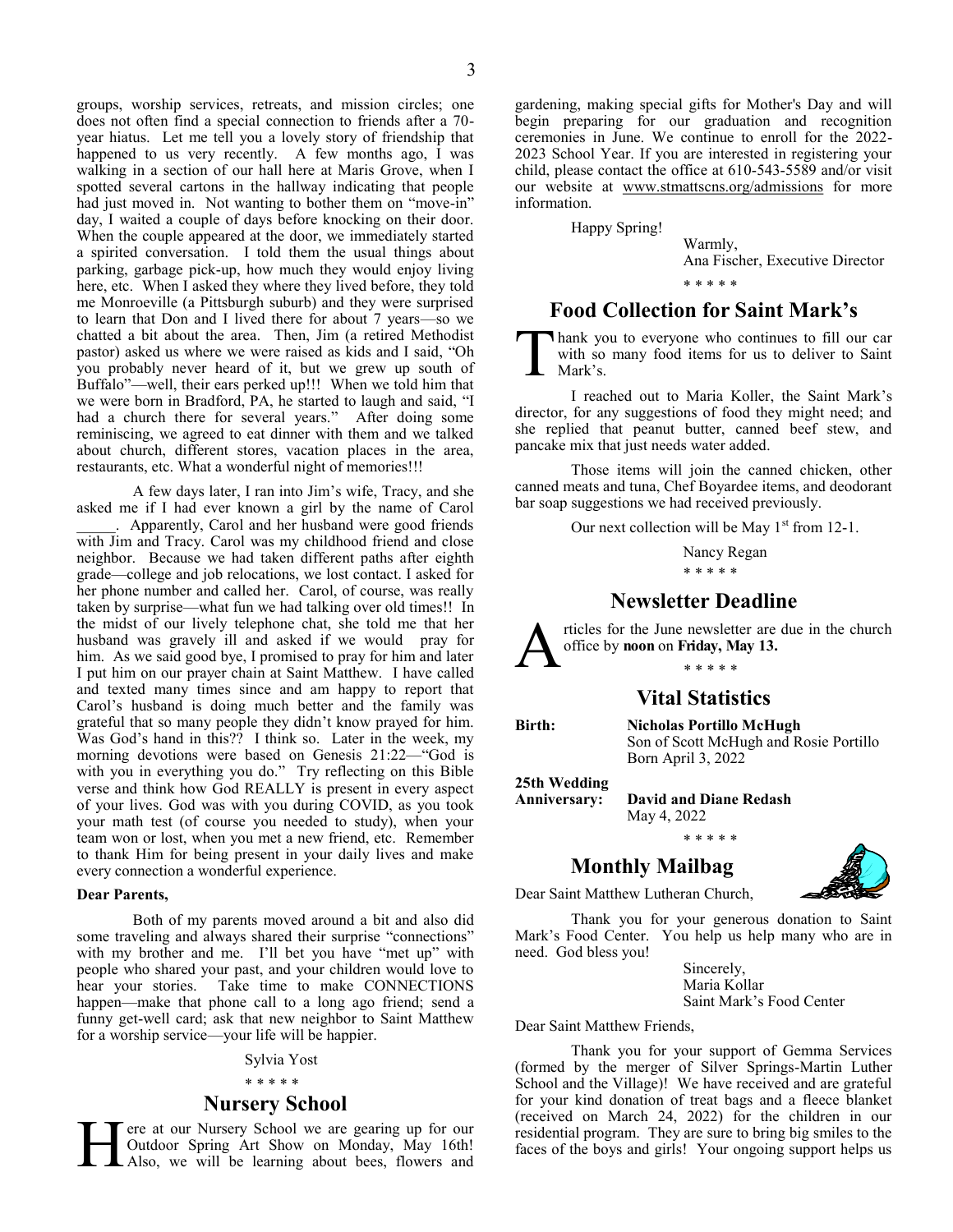groups, worship services, retreats, and mission circles; one does not often find a special connection to friends after a 70-year hiatus. Let me tell you a lovely story of friendship that happened to us very recently. A few months ago, I was walking in a section of our hall here at Maris Grove, when I spotted several cartons in the hallway indicating that people had just moved in. Not wanting to bother them on "move-in" day, I waited a couple of days before knocking on their door. When the couple appeared at the door, we immediately started a spirited conversation. I told them the usual things about parking, garbage pick-up, how much they would enjoy living here, etc. When I asked they where they lived before, they told me Monroeville (a Pittsburgh suburb) and they were surprised to learn that Don and I lived there for about 7 years—so we chatted a bit about the area. Then, Jim (a retired Methodist pastor) asked us where we were raised as kids and I said, "Oh you probably never heard of it, but we grew up south of Buffalo"—well, their ears perked up!!! When we told him that we were born in Bradford, PA, he started to laugh and said, "I had a church there for several years." After doing some reminiscing, we agreed to eat dinner with them and we talked about church, different stores, vacation places in the area, restaurants, etc. What a wonderful night of memories!!!

A few days later, I ran into Jim's wife, Tracy, and she asked me if I had ever known a girl by the name of Carol _____. Apparently, Carol and her husband were good friends with Jim and Tracy. Carol was my childhood friend and close neighbor. Because we had taken different paths after eighth grade—college and job relocations, we lost contact. I asked for her phone number and called her. Carol, of course, was really taken by surprise—what fun we had talking over old times!! In the midst of our lively telephone chat, she told me that her husband was gravely ill and asked if we would pray for him. As we said good bye, I promised to pray for him and later I put him on our prayer chain at Saint Matthew. I have called and texted many times since and am happy to report that Carol's husband is doing much better and the family was grateful that so many people they didn't know prayed for him. Was God's hand in this?? I think so. Later in the week, my morning devotions were based on Genesis 21:22—"God is with you in everything you do." Try reflecting on this Bible verse and think how God REALLY is present in every aspect of your lives. God was with you during COVID, as you took your math test (of course you needed to study), when your team won or lost, when you met a new friend, etc. Remember to thank Him for being present in your daily lives and make every connection a wonderful experience.

**Dear Parents,**

Both of my parents moved around a bit and also did some traveling and always shared their surprise "connections" with my brother and me. I'll bet you have "met up" with people who shared your past, and your children would love to hear your stories. Take time to make CONNECTIONS happen—make that phone call to a long ago friend; send a funny get-well card; ask that new neighbor to Saint Matthew for a worship service—your life will be happier.

Sylvia Yost

\* \* \* \* \*

## Nursery School

Here at our Nursery School we are gearing up for our Outdoor Spring Art Show on Monday, May 16th! Also, we will be learning about bees, flowers and gardening, making special gifts for Mother's Day and will begin preparing for our graduation and recognition ceremonies in June. We continue to enroll for the 2022-2023 School Year. If you are interested in registering your child, please contact the office at 610-543-5589 and/or visit our website at www.stmattscns.org/admissions for more information.

Happy Spring!

Warmly,
Ana Fischer, Executive Director

\* \* \* \* \*

## Food Collection for Saint Mark's

Thank you to everyone who continues to fill our car with so many food items for us to deliver to Saint Mark's.

I reached out to Maria Koller, the Saint Mark's director, for any suggestions of food they might need; and she replied that peanut butter, canned beef stew, and pancake mix that just needs water added.

Those items will join the canned chicken, other canned meats and tuna, Chef Boyardee items, and deodorant bar soap suggestions we had received previously.

Our next collection will be May 1st from 12-1.

Nancy Regan

\* \* \* \* \*

## Newsletter Deadline

Articles for the June newsletter are due in the church office by **noon** on **Friday, May 13.**

\* \* \* \* \*

## Vital Statistics

**Birth:** **Nicholas Portillo McHugh**
Son of Scott McHugh and Rosie Portillo
Born April 3, 2022

**25th Wedding Anniversary:** **David and Diane Redash**
May 4, 2022

\* \* \* \* \*

## Monthly Mailbag

Dear Saint Matthew Lutheran Church,

Thank you for your generous donation to Saint Mark's Food Center. You help us help many who are in need. God bless you!

Sincerely,
Maria Kollar
Saint Mark's Food Center

Dear Saint Matthew Friends,

Thank you for your support of Gemma Services (formed by the merger of Silver Springs-Martin Luther School and the Village)! We have received and are grateful for your kind donation of treat bags and a fleece blanket (received on March 24, 2022) for the children in our residential program. They are sure to bring big smiles to the faces of the boys and girls! Your ongoing support helps us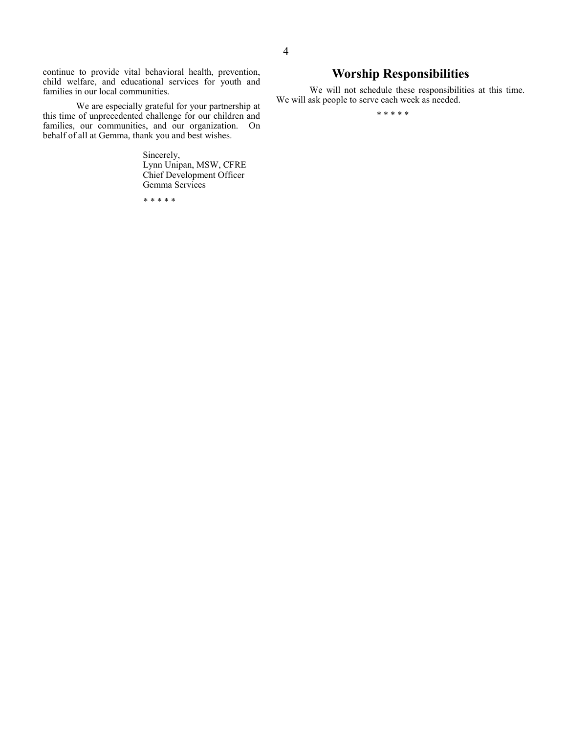continue to provide vital behavioral health, prevention, child welfare, and educational services for youth and families in our local communities.

We are especially grateful for your partnership at this time of unprecedented challenge for our children and families, our communities, and our organization. On behalf of all at Gemma, thank you and best wishes.

Sincerely,
Lynn Unipan, MSW, CFRE
Chief Development Officer
Gemma Services

* * * * *

## Worship Responsibilities

We will not schedule these responsibilities at this time. We will ask people to serve each week as needed.

* * * * *